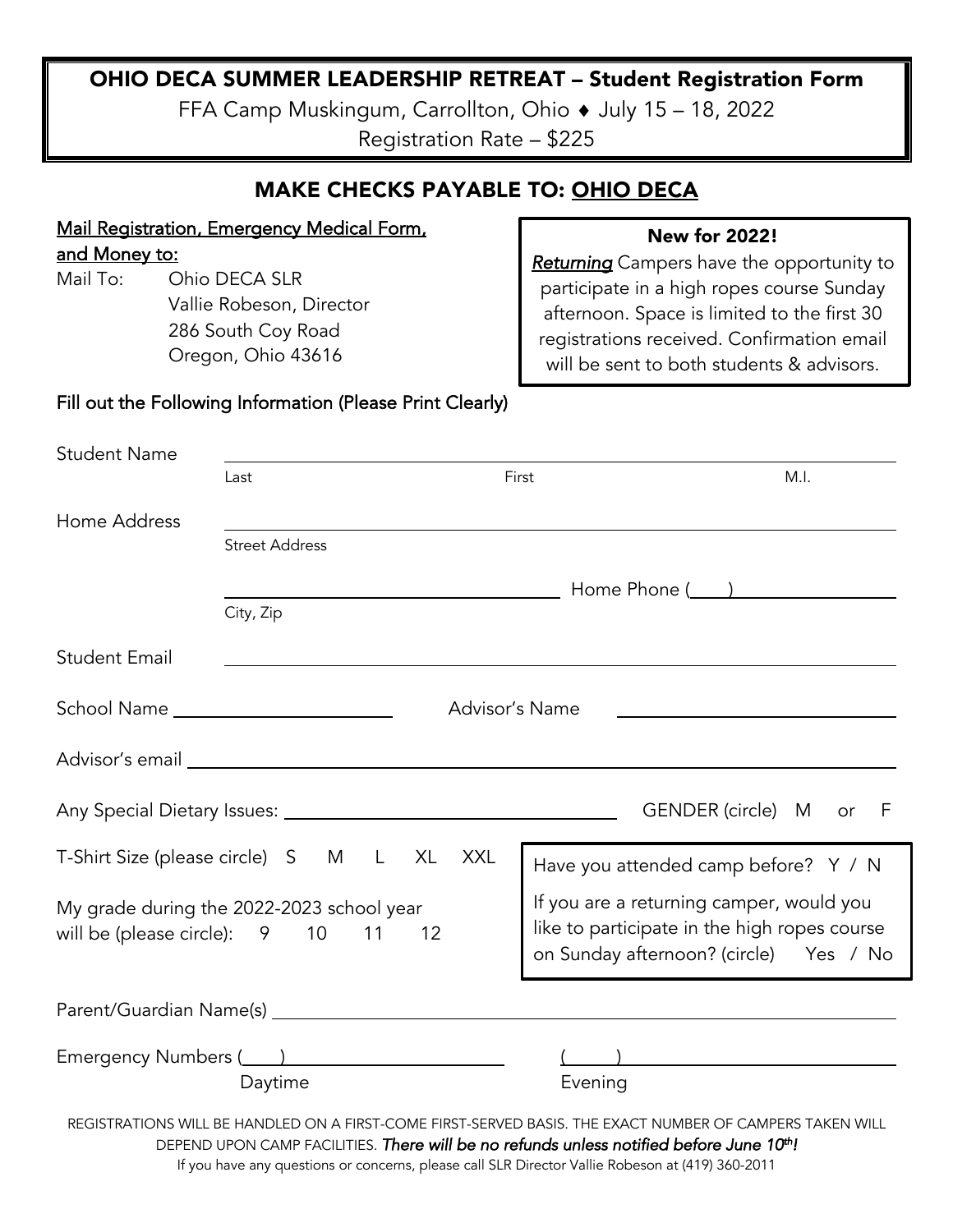# OHIO DECA SUMMER LEADERSHIP RETREAT – Student Registration Form

FFA Camp Muskingum, Carrollton, Ohio ♦ July 15 – 18, 2022

Registration Rate – $225

## MAKE CHECKS PAYABLE TO: OHIO DECA

**Mail Registration, Emergency Medical Form, and Money to:**

Mail To: Ohio DECA SLR
Vallie Robeson, Director
286 South Coy Road
Oregon, Ohio 43616

**New for 2022!**

***Returning*** Campers have the opportunity to participate in a high ropes course Sunday afternoon. Space is limited to the first 30 registrations received. Confirmation email will be sent to both students & advisors.

**Fill out the Following Information (Please Print Clearly)**

Student Name ______________________________________________
Last First M.I.

Home Address ______________________________________________
Street Address

______________________ Home Phone (___) ______________
City, Zip

Student Email ______________________________________________

School Name ______________________ Advisor's Name ______________________

Advisor's email ______________________________________________

Any Special Dietary Issues: ______________________ GENDER (circle) M or F

T-Shirt Size (please circle) S M L XL XXL

My grade during the 2022-2023 school year will be (please circle): 9 10 11 12

Have you attended camp before? Y / N

If you are a returning camper, would you like to participate in the high ropes course on Sunday afternoon? (circle) Yes / No

Parent/Guardian Name(s) ______________________________________________

Emergency Numbers (___) ______________________ (___) ______________________
Daytime Evening

REGISTRATIONS WILL BE HANDLED ON A FIRST-COME FIRST-SERVED BASIS. THE EXACT NUMBER OF CAMPERS TAKEN WILL DEPEND UPON CAMP FACILITIES. ***There will be no refunds unless notified before June 10th!***

If you have any questions or concerns, please call SLR Director Vallie Robeson at (419) 360-2011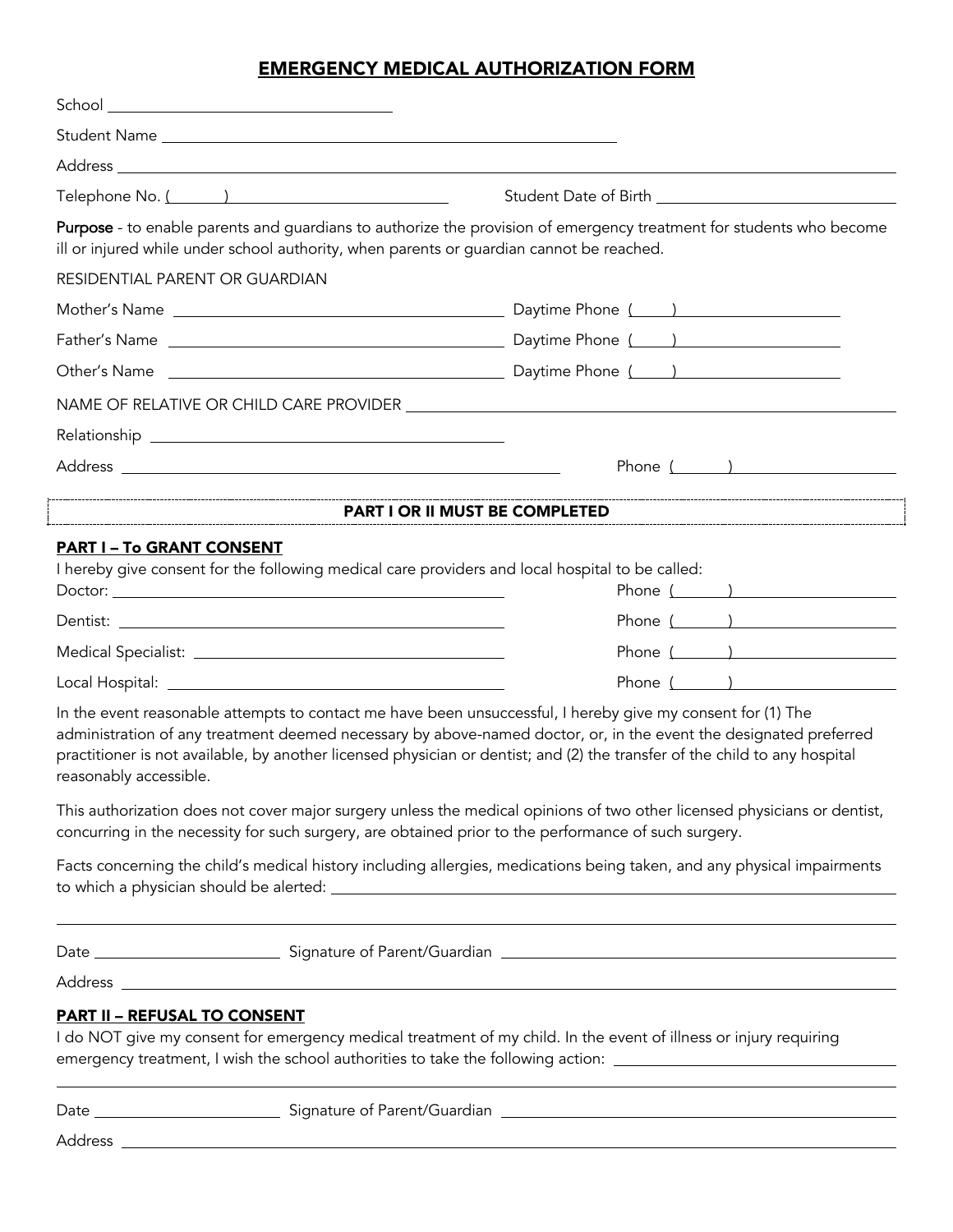# EMERGENCY MEDICAL AUTHORIZATION FORM

School ______________________________

Student Name ______________________________________________

Address ________________________________________________________________________

Telephone No. (______) ______________________  Student Date of Birth ______________________

**Purpose** - to enable parents and guardians to authorize the provision of emergency treatment for students who become ill or injured while under school authority, when parents or guardian cannot be reached.

RESIDENTIAL PARENT OR GUARDIAN

Mother's Name ________________________________ Daytime Phone (____) ______________

Father's Name ________________________________ Daytime Phone (____) ______________

Other's Name ________________________________ Daytime Phone (____) ______________

NAME OF RELATIVE OR CHILD CARE PROVIDER ______________________________________________

Relationship ________________________________

Address ____________________________________________ Phone (______) ______________

**PART I OR II MUST BE COMPLETED**

## PART I – To GRANT CONSENT

I hereby give consent for the following medical care providers and local hospital to be called:

Doctor: ________________________________ Phone (______) ______________

Dentist: ________________________________ Phone (______) ______________

Medical Specialist: ________________________________ Phone (______) ______________

Local Hospital: ________________________________ Phone (______) ______________

In the event reasonable attempts to contact me have been unsuccessful, I hereby give my consent for (1) The administration of any treatment deemed necessary by above-named doctor, or, in the event the designated preferred practitioner is not available, by another licensed physician or dentist; and (2) the transfer of the child to any hospital reasonably accessible.

This authorization does not cover major surgery unless the medical opinions of two other licensed physicians or dentist, concurring in the necessity for such surgery, are obtained prior to the performance of such surgery.

Facts concerning the child's medical history including allergies, medications being taken, and any physical impairments to which a physician should be alerted: ______________________________________________

________________________________________________________________________

Date ____________________ Signature of Parent/Guardian ______________________________________

Address ________________________________________________________________________

## PART II – REFUSAL TO CONSENT

I do NOT give my consent for emergency medical treatment of my child. In the event of illness or injury requiring emergency treatment, I wish the school authorities to take the following action: ______________________________

________________________________________________________________________

Date ____________________ Signature of Parent/Guardian ______________________________________

Address ________________________________________________________________________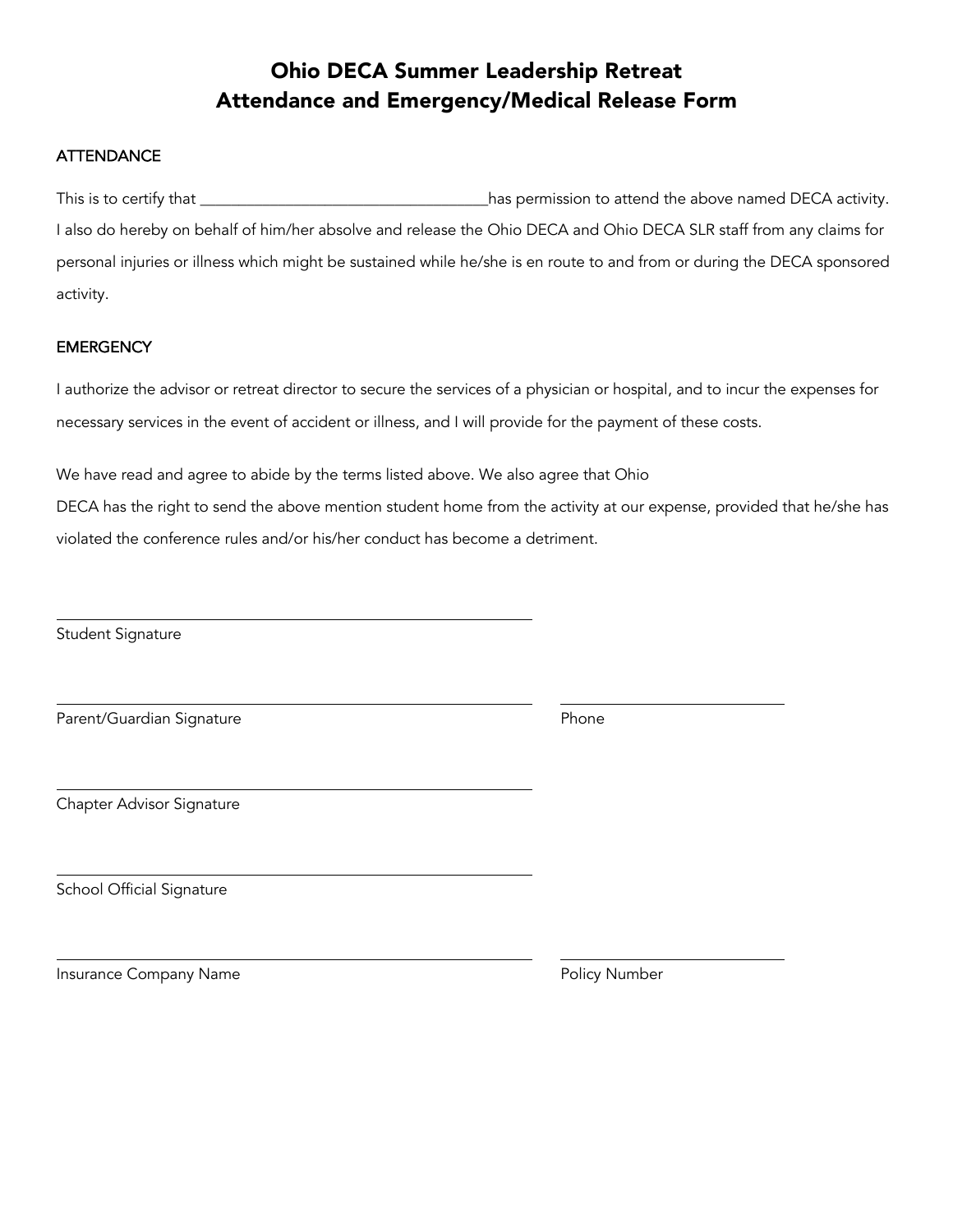# Ohio DECA Summer Leadership Retreat
# Attendance and Emergency/Medical Release Form

## ATTENDANCE

This is to certify that ___________________________________has permission to attend the above named DECA activity. I also do hereby on behalf of him/her absolve and release the Ohio DECA and Ohio DECA SLR staff from any claims for personal injuries or illness which might be sustained while he/she is en route to and from or during the DECA sponsored activity.

## EMERGENCY

I authorize the advisor or retreat director to secure the services of a physician or hospital, and to incur the expenses for necessary services in the event of accident or illness, and I will provide for the payment of these costs.

We have read and agree to abide by the terms listed above. We also agree that Ohio DECA has the right to send the above mention student home from the activity at our expense, provided that he/she has violated the conference rules and/or his/her conduct has become a detriment.

_______________________________________
Student Signature

_______________________________________ _____________________
Parent/Guardian Signature Phone

_______________________________________
Chapter Advisor Signature

_______________________________________
School Official Signature

_______________________________________ _____________________
Insurance Company Name Policy Number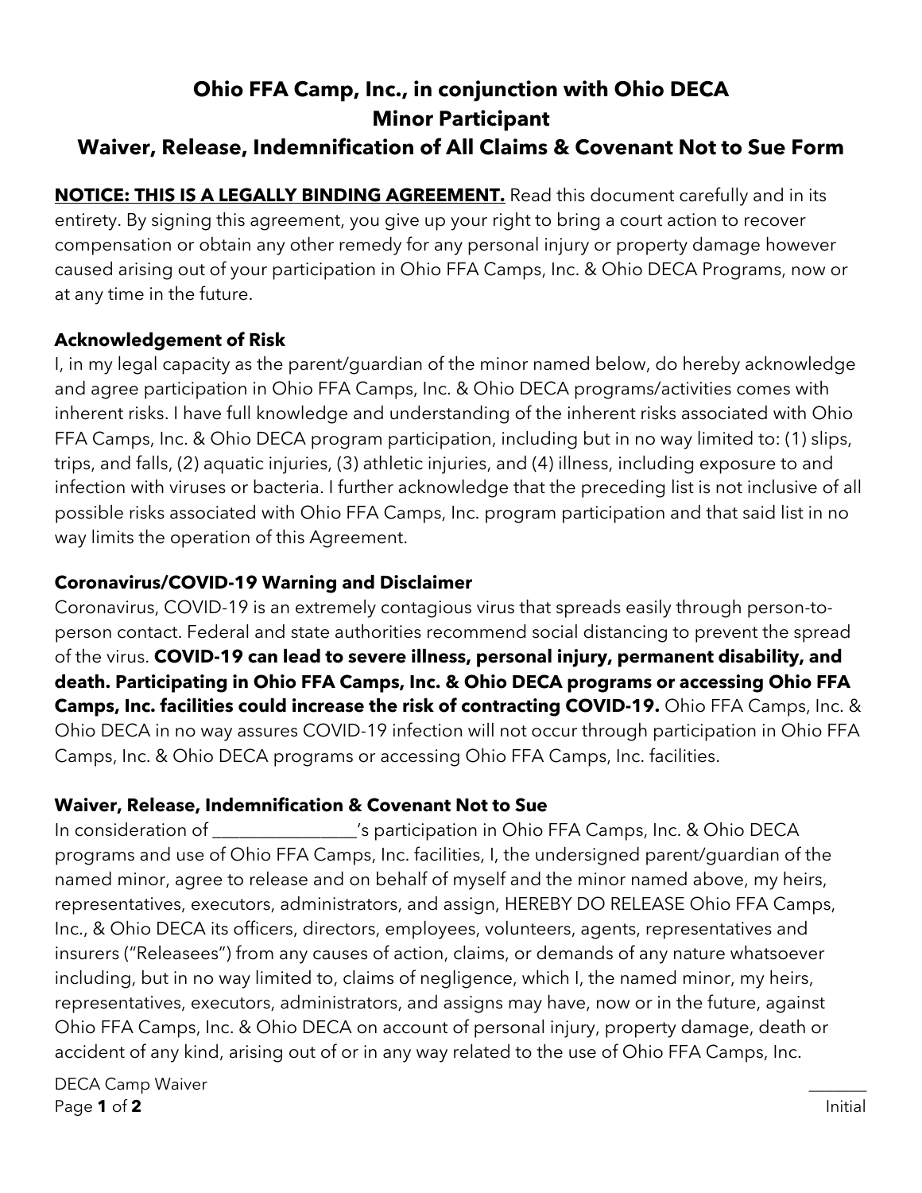# Ohio FFA Camp, Inc., in conjunction with Ohio DECA
# Minor Participant
# Waiver, Release, Indemnification of All Claims & Covenant Not to Sue Form

**NOTICE: THIS IS A LEGALLY BINDING AGREEMENT.** Read this document carefully and in its entirety. By signing this agreement, you give up your right to bring a court action to recover compensation or obtain any other remedy for any personal injury or property damage however caused arising out of your participation in Ohio FFA Camps, Inc. & Ohio DECA Programs, now or at any time in the future.

### Acknowledgement of Risk

I, in my legal capacity as the parent/guardian of the minor named below, do hereby acknowledge and agree participation in Ohio FFA Camps, Inc. & Ohio DECA programs/activities comes with inherent risks. I have full knowledge and understanding of the inherent risks associated with Ohio FFA Camps, Inc. & Ohio DECA program participation, including but in no way limited to: (1) slips, trips, and falls, (2) aquatic injuries, (3) athletic injuries, and (4) illness, including exposure to and infection with viruses or bacteria. I further acknowledge that the preceding list is not inclusive of all possible risks associated with Ohio FFA Camps, Inc. program participation and that said list in no way limits the operation of this Agreement.

### Coronavirus/COVID-19 Warning and Disclaimer

Coronavirus, COVID-19 is an extremely contagious virus that spreads easily through person-to-person contact. Federal and state authorities recommend social distancing to prevent the spread of the virus. **COVID-19 can lead to severe illness, personal injury, permanent disability, and death. Participating in Ohio FFA Camps, Inc. & Ohio DECA programs or accessing Ohio FFA Camps, Inc. facilities could increase the risk of contracting COVID-19.** Ohio FFA Camps, Inc. & Ohio DECA in no way assures COVID-19 infection will not occur through participation in Ohio FFA Camps, Inc. & Ohio DECA programs or accessing Ohio FFA Camps, Inc. facilities.

### Waiver, Release, Indemnification & Covenant Not to Sue

In consideration of ________________'s participation in Ohio FFA Camps, Inc. & Ohio DECA programs and use of Ohio FFA Camps, Inc. facilities, I, the undersigned parent/guardian of the named minor, agree to release and on behalf of myself and the minor named above, my heirs, representatives, executors, administrators, and assign, HEREBY DO RELEASE Ohio FFA Camps, Inc., & Ohio DECA its officers, directors, employees, volunteers, agents, representatives and insurers ("Releasees") from any causes of action, claims, or demands of any nature whatsoever including, but in no way limited to, claims of negligence, which I, the named minor, my heirs, representatives, executors, administrators, and assigns may have, now or in the future, against Ohio FFA Camps, Inc. & Ohio DECA on account of personal injury, property damage, death or accident of any kind, arising out of or in any way related to the use of Ohio FFA Camps, Inc.

DECA Camp Waiver

_______ Initial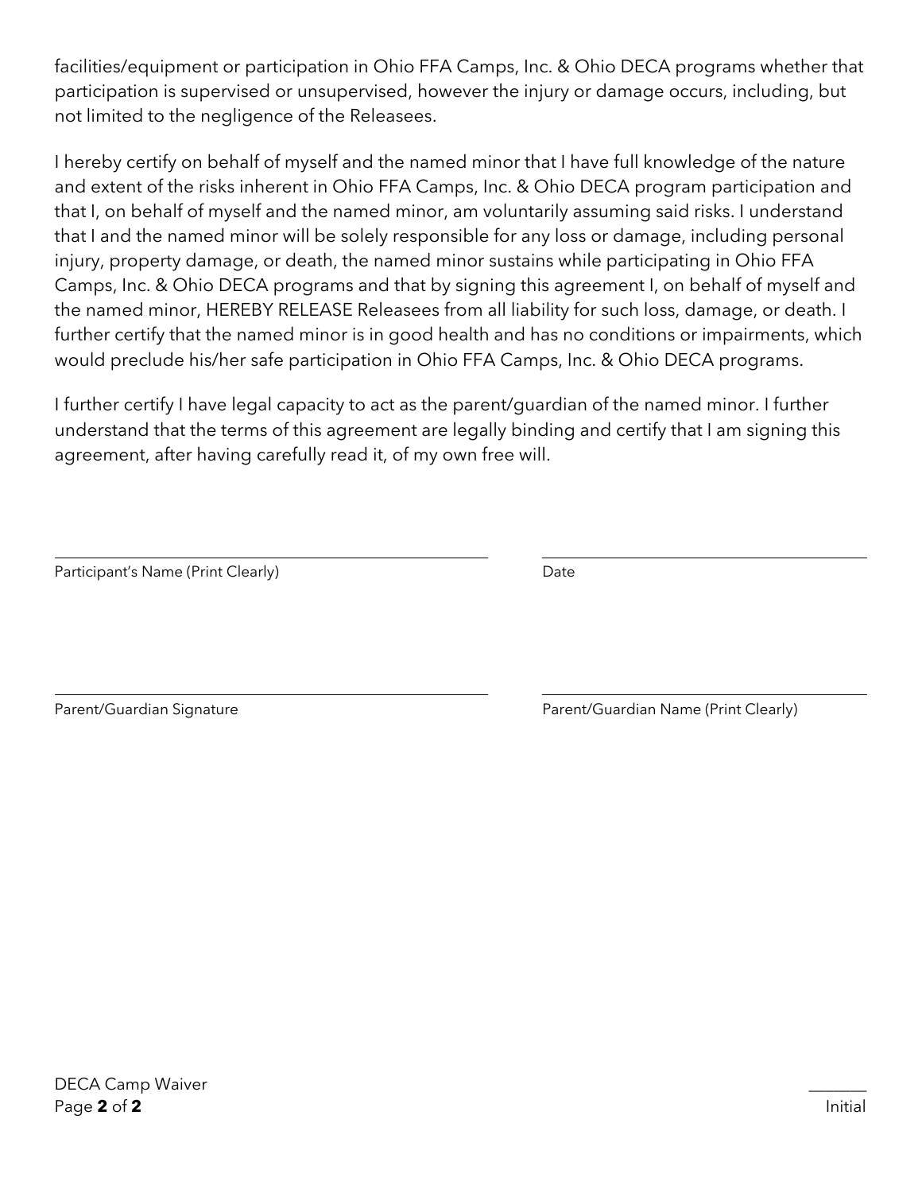facilities/equipment or participation in Ohio FFA Camps, Inc. & Ohio DECA programs whether that participation is supervised or unsupervised, however the injury or damage occurs, including, but not limited to the negligence of the Releasees.

I hereby certify on behalf of myself and the named minor that I have full knowledge of the nature and extent of the risks inherent in Ohio FFA Camps, Inc. & Ohio DECA program participation and that I, on behalf of myself and the named minor, am voluntarily assuming said risks. I understand that I and the named minor will be solely responsible for any loss or damage, including personal injury, property damage, or death, the named minor sustains while participating in Ohio FFA Camps, Inc. & Ohio DECA programs and that by signing this agreement I, on behalf of myself and the named minor, HEREBY RELEASE Releasees from all liability for such loss, damage, or death. I further certify that the named minor is in good health and has no conditions or impairments, which would preclude his/her safe participation in Ohio FFA Camps, Inc. & Ohio DECA programs.

I further certify I have legal capacity to act as the parent/guardian of the named minor. I further understand that the terms of this agreement are legally binding and certify that I am signing this agreement, after having carefully read it, of my own free will.

\_\_\_\_\_\_\_\_\_\_\_\_\_\_\_\_\_\_\_\_\_\_\_\_\_\_\_\_\_\_\_\_\_\_\_\_\_\_\_\_
Participant's Name (Print Clearly)

\_\_\_\_\_\_\_\_\_\_\_\_\_\_\_\_\_\_\_\_\_\_\_\_\_\_\_\_\_\_
Date

\_\_\_\_\_\_\_\_\_\_\_\_\_\_\_\_\_\_\_\_\_\_\_\_\_\_\_\_\_\_\_\_\_\_\_\_\_\_\_\_
Parent/Guardian Signature

\_\_\_\_\_\_\_\_\_\_\_\_\_\_\_\_\_\_\_\_\_\_\_\_\_\_\_\_\_\_
Parent/Guardian Name (Print Clearly)

DECA Camp Waiver

\_\_\_\_\_\_\_
Initial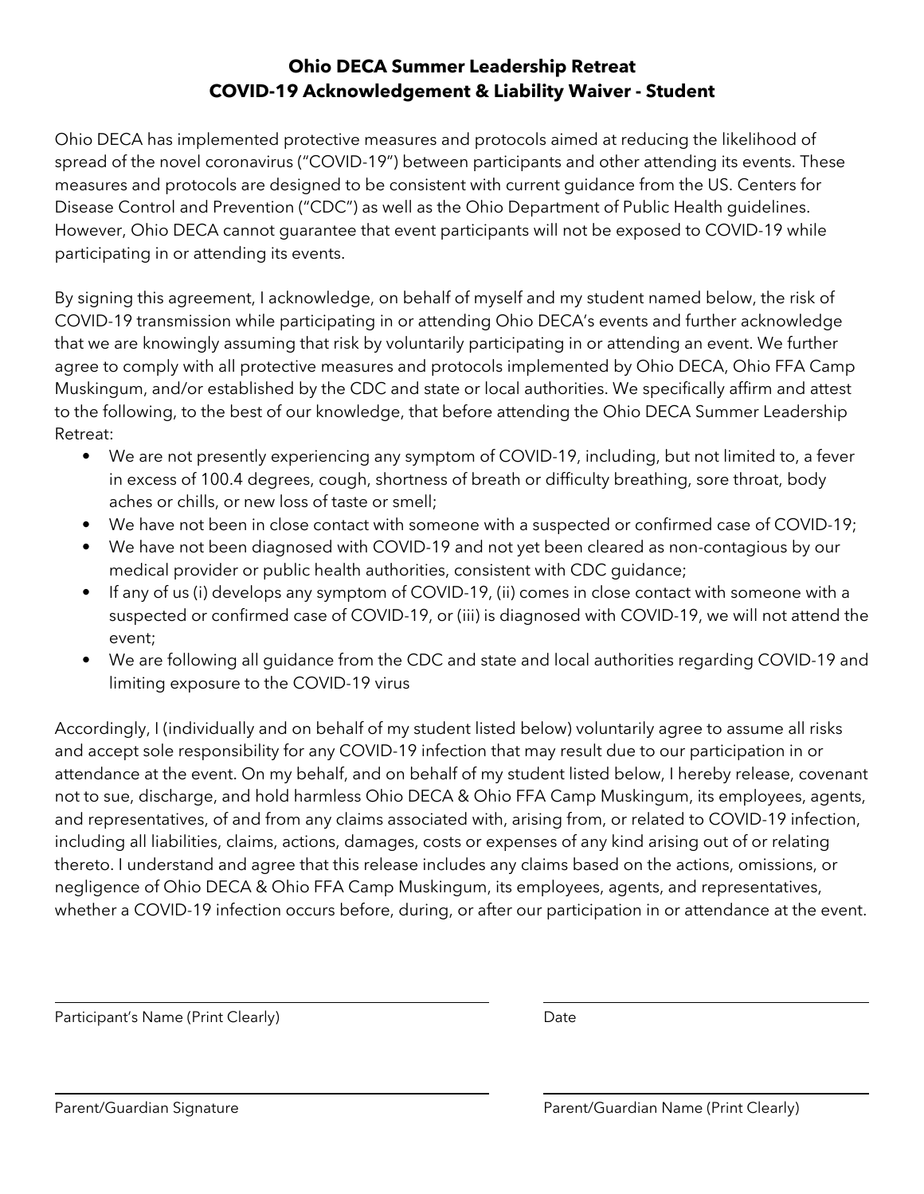**Ohio DECA Summer Leadership Retreat**
**COVID-19 Acknowledgement & Liability Waiver - Student**

Ohio DECA has implemented protective measures and protocols aimed at reducing the likelihood of spread of the novel coronavirus ("COVID-19") between participants and other attending its events. These measures and protocols are designed to be consistent with current guidance from the US. Centers for Disease Control and Prevention ("CDC") as well as the Ohio Department of Public Health guidelines. However, Ohio DECA cannot guarantee that event participants will not be exposed to COVID-19 while participating in or attending its events.

By signing this agreement, I acknowledge, on behalf of myself and my student named below, the risk of COVID-19 transmission while participating in or attending Ohio DECA's events and further acknowledge that we are knowingly assuming that risk by voluntarily participating in or attending an event. We further agree to comply with all protective measures and protocols implemented by Ohio DECA, Ohio FFA Camp Muskingum, and/or established by the CDC and state or local authorities. We specifically affirm and attest to the following, to the best of our knowledge, that before attending the Ohio DECA Summer Leadership Retreat:

- We are not presently experiencing any symptom of COVID-19, including, but not limited to, a fever in excess of 100.4 degrees, cough, shortness of breath or difficulty breathing, sore throat, body aches or chills, or new loss of taste or smell;
- We have not been in close contact with someone with a suspected or confirmed case of COVID-19;
- We have not been diagnosed with COVID-19 and not yet been cleared as non-contagious by our medical provider or public health authorities, consistent with CDC guidance;
- If any of us (i) develops any symptom of COVID-19, (ii) comes in close contact with someone with a suspected or confirmed case of COVID-19, or (iii) is diagnosed with COVID-19, we will not attend the event;
- We are following all guidance from the CDC and state and local authorities regarding COVID-19 and limiting exposure to the COVID-19 virus

Accordingly, I (individually and on behalf of my student listed below) voluntarily agree to assume all risks and accept sole responsibility for any COVID-19 infection that may result due to our participation in or attendance at the event. On my behalf, and on behalf of my student listed below, I hereby release, covenant not to sue, discharge, and hold harmless Ohio DECA & Ohio FFA Camp Muskingum, its employees, agents, and representatives, of and from any claims associated with, arising from, or related to COVID-19 infection, including all liabilities, claims, actions, damages, costs or expenses of any kind arising out of or relating thereto. I understand and agree that this release includes any claims based on the actions, omissions, or negligence of Ohio DECA & Ohio FFA Camp Muskingum, its employees, agents, and representatives, whether a COVID-19 infection occurs before, during, or after our participation in or attendance at the event.

\_\_\_\_\_\_\_\_\_\_\_\_\_\_\_\_\_\_\_\_\_\_\_\_\_\_\_\_\_\_\_\_\_\_\_\_\_\_\_\_
Participant's Name (Print Clearly)

\_\_\_\_\_\_\_\_\_\_\_\_\_\_\_\_\_\_\_\_\_\_\_\_\_\_\_\_\_\_
Date

\_\_\_\_\_\_\_\_\_\_\_\_\_\_\_\_\_\_\_\_\_\_\_\_\_\_\_\_\_\_\_\_\_\_\_\_\_\_\_\_
Parent/Guardian Signature

\_\_\_\_\_\_\_\_\_\_\_\_\_\_\_\_\_\_\_\_\_\_\_\_\_\_\_\_\_\_
Parent/Guardian Name (Print Clearly)